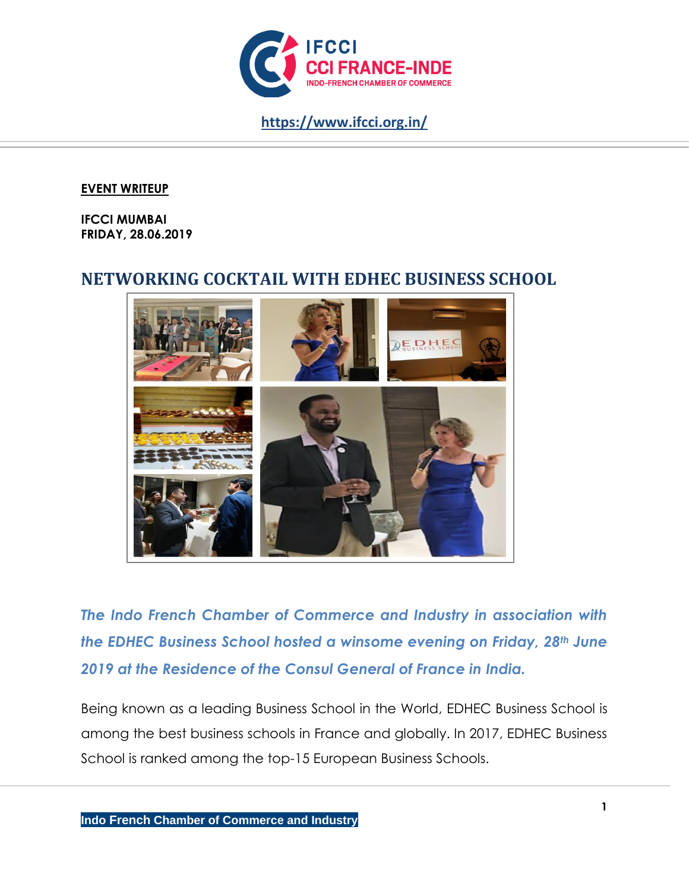https://www.ifcci.org.in/

**EVENT WRITEUP**

**IFCCI MUMBAI**
**FRIDAY, 28.06.2019**

# NETWORKING COCKTAIL WITH EDHEC BUSINESS SCHOOL

***The Indo French Chamber of Commerce and Industry in association with the EDHEC Business School hosted a winsome evening on Friday, 28th June 2019 at the Residence of the Consul General of France in India.***

Being known as a leading Business School in the World, EDHEC Business School is among the best business schools in France and globally. In 2017, EDHEC Business School is ranked among the top-15 European Business Schools.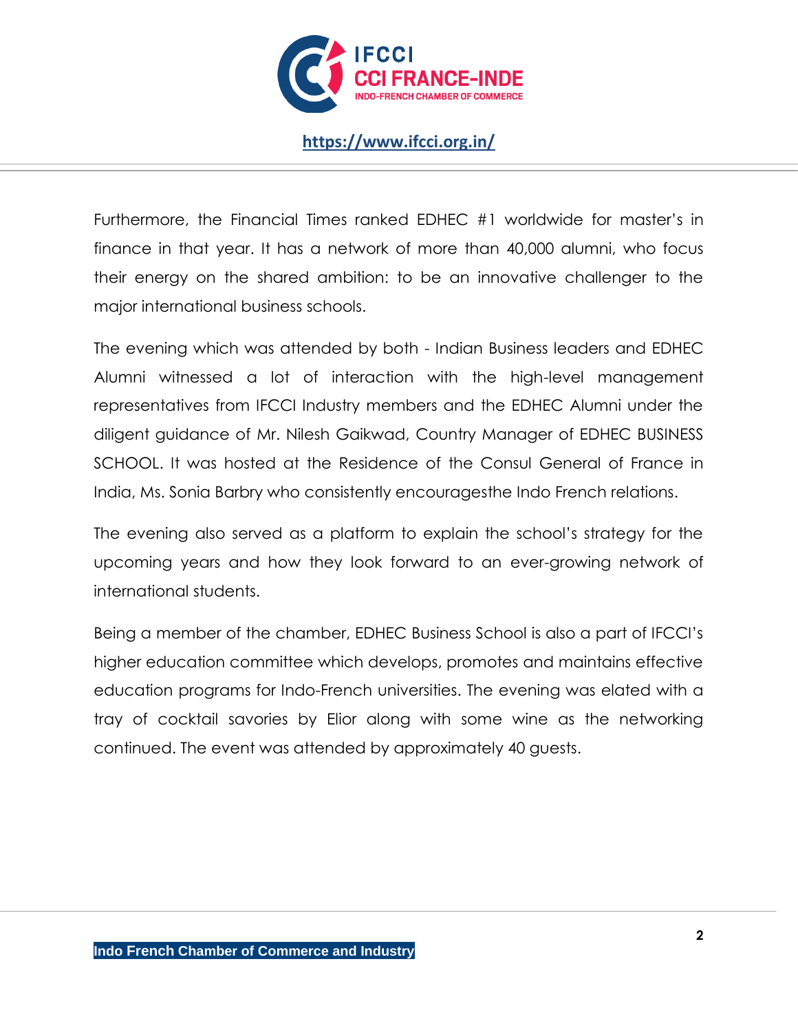Furthermore, the Financial Times ranked EDHEC #1 worldwide for master's in finance in that year. It has a network of more than 40,000 alumni, who focus their energy on the shared ambition: to be an innovative challenger to the major international business schools.

The evening which was attended by both - Indian Business leaders and EDHEC Alumni witnessed a lot of interaction with the high-level management representatives from IFCCI Industry members and the EDHEC Alumni under the diligent guidance of Mr. Nilesh Gaikwad, Country Manager of EDHEC BUSINESS SCHOOL. It was hosted at the Residence of the Consul General of France in India, Ms. Sonia Barbry who consistently encouragesthe Indo French relations.

The evening also served as a platform to explain the school's strategy for the upcoming years and how they look forward to an ever-growing network of international students.

Being a member of the chamber, EDHEC Business School is also a part of IFCCI's higher education committee which develops, promotes and maintains effective education programs for Indo-French universities. The evening was elated with a tray of cocktail savories by Elior along with some wine as the networking continued. The event was attended by approximately 40 guests.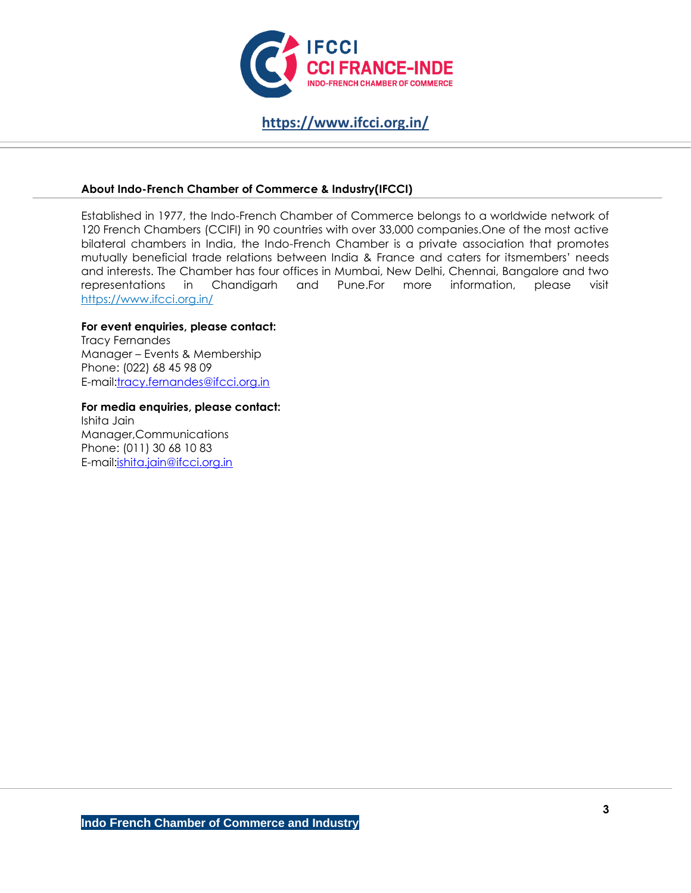**IFCCI**
**CCI FRANCE-INDE**
**INDO-FRENCH CHAMBER OF COMMERCE**

**https://www.ifcci.org.in/**

**About Indo-French Chamber of Commerce & Industry(IFCCI)**

Established in 1977, the Indo-French Chamber of Commerce belongs to a worldwide network of 120 French Chambers (CCIFI) in 90 countries with over 33,000 companies.One of the most active bilateral chambers in India, the Indo-French Chamber is a private association that promotes mutually beneficial trade relations between India & France and caters for itsmembers' needs and interests. The Chamber has four offices in Mumbai, New Delhi, Chennai, Bangalore and two representations in Chandigarh and Pune.For more information, please visit https://www.ifcci.org.in/

**For event enquiries, please contact:**
Tracy Fernandes
Manager – Events & Membership
Phone: (022) 68 45 98 09
E-mail:tracy.fernandes@ifcci.org.in

**For media enquiries, please contact:**
Ishita Jain
Manager,Communications
Phone: (011) 30 68 10 83
E-mail:ishita.jain@ifcci.org.in